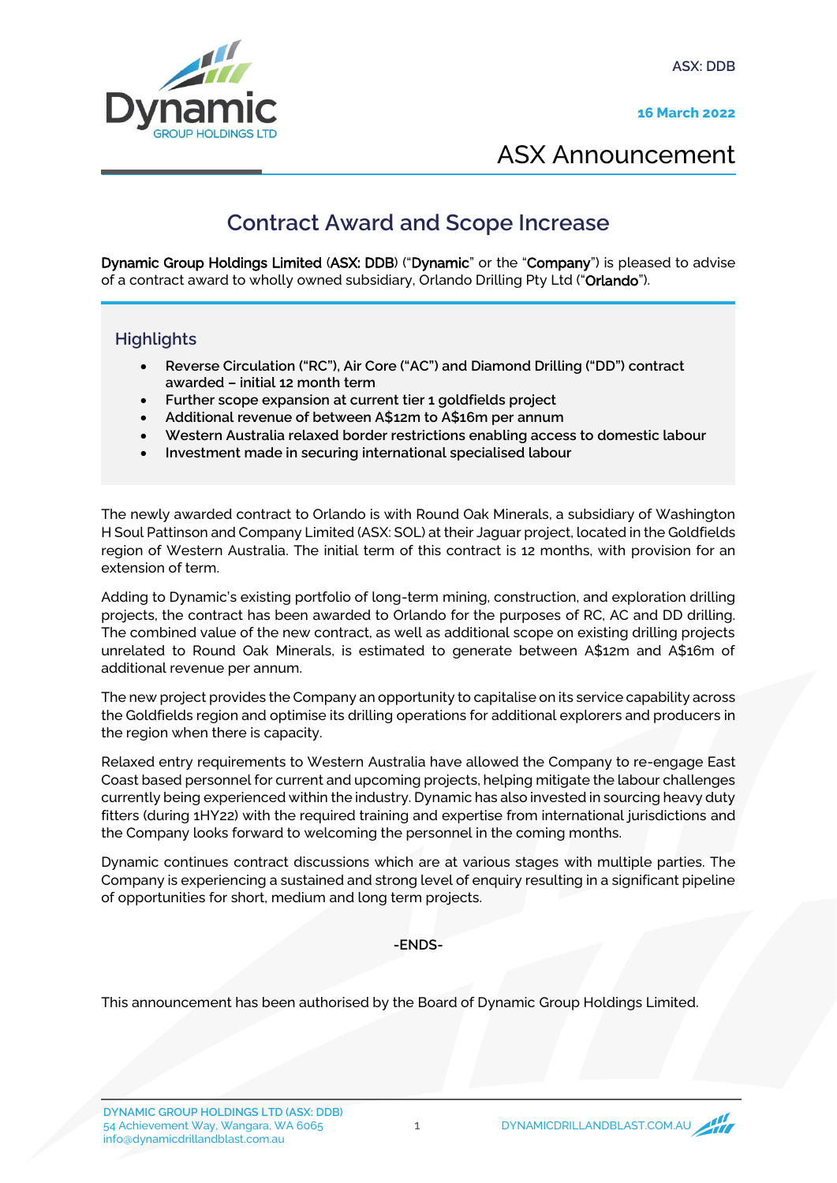ASX: DDB

**16 March 2022**

# ASX Announcement

## Contract Award and Scope Increase

**Dynamic Group Holdings Limited** (**ASX: DDB**) ("**Dynamic**" or the "**Company**") is pleased to advise of a contract award to wholly owned subsidiary, Orlando Drilling Pty Ltd ("**Orlando**").

### Highlights

- **Reverse Circulation ("RC"), Air Core ("AC") and Diamond Drilling ("DD") contract awarded – initial 12 month term**
- **Further scope expansion at current tier 1 goldfields project**
- **Additional revenue of between A$12m to A$16m per annum**
- **Western Australia relaxed border restrictions enabling access to domestic labour**
- **Investment made in securing international specialised labour**

The newly awarded contract to Orlando is with Round Oak Minerals, a subsidiary of Washington H Soul Pattinson and Company Limited (ASX: SOL) at their Jaguar project, located in the Goldfields region of Western Australia. The initial term of this contract is 12 months, with provision for an extension of term.

Adding to Dynamic's existing portfolio of long-term mining, construction, and exploration drilling projects, the contract has been awarded to Orlando for the purposes of RC, AC and DD drilling. The combined value of the new contract, as well as additional scope on existing drilling projects unrelated to Round Oak Minerals, is estimated to generate between A$12m and A$16m of additional revenue per annum.

The new project provides the Company an opportunity to capitalise on its service capability across the Goldfields region and optimise its drilling operations for additional explorers and producers in the region when there is capacity.

Relaxed entry requirements to Western Australia have allowed the Company to re-engage East Coast based personnel for current and upcoming projects, helping mitigate the labour challenges currently being experienced within the industry. Dynamic has also invested in sourcing heavy duty fitters (during 1HY22) with the required training and expertise from international jurisdictions and the Company looks forward to welcoming the personnel in the coming months.

Dynamic continues contract discussions which are at various stages with multiple parties. The Company is experiencing a sustained and strong level of enquiry resulting in a significant pipeline of opportunities for short, medium and long term projects.

-ENDS-

This announcement has been authorised by the Board of Dynamic Group Holdings Limited.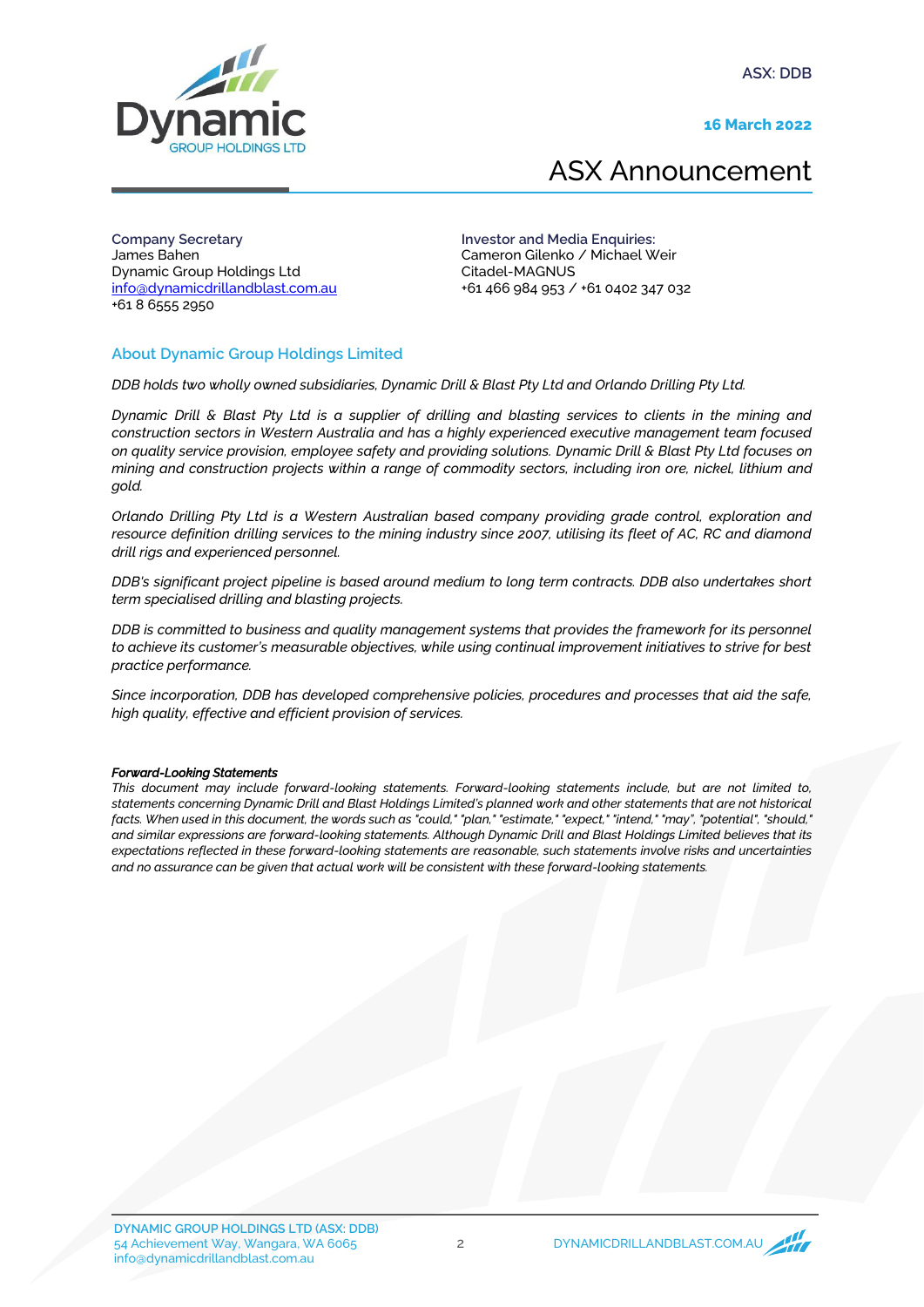Company Secretary
James Bahen
Dynamic Group Holdings Ltd
info@dynamicdrillandblast.com.au
+61 8 6555 2950

Investor and Media Enquiries:
Cameron Gilenko / Michael Weir
Citadel-MAGNUS
+61 466 984 953 / +61 0402 347 032

## About Dynamic Group Holdings Limited

*DDB holds two wholly owned subsidiaries, Dynamic Drill & Blast Pty Ltd and Orlando Drilling Pty Ltd.*

*Dynamic Drill & Blast Pty Ltd is a supplier of drilling and blasting services to clients in the mining and construction sectors in Western Australia and has a highly experienced executive management team focused on quality service provision, employee safety and providing solutions. Dynamic Drill & Blast Pty Ltd focuses on mining and construction projects within a range of commodity sectors, including iron ore, nickel, lithium and gold.*

*Orlando Drilling Pty Ltd is a Western Australian based company providing grade control, exploration and resource definition drilling services to the mining industry since 2007, utilising its fleet of AC, RC and diamond drill rigs and experienced personnel.*

*DDB's significant project pipeline is based around medium to long term contracts. DDB also undertakes short term specialised drilling and blasting projects.*

*DDB is committed to business and quality management systems that provides the framework for its personnel to achieve its customer's measurable objectives, while using continual improvement initiatives to strive for best practice performance.*

*Since incorporation, DDB has developed comprehensive policies, procedures and processes that aid the safe, high quality, effective and efficient provision of services.*

***Forward-Looking Statements***

*This document may include forward-looking statements. Forward-looking statements include, but are not limited to, statements concerning Dynamic Drill and Blast Holdings Limited's planned work and other statements that are not historical facts. When used in this document, the words such as "could," "plan," "estimate," "expect," "intend," "may", "potential", "should," and similar expressions are forward-looking statements. Although Dynamic Drill and Blast Holdings Limited believes that its expectations reflected in these forward-looking statements are reasonable, such statements involve risks and uncertainties and no assurance can be given that actual work will be consistent with these forward-looking statements.*